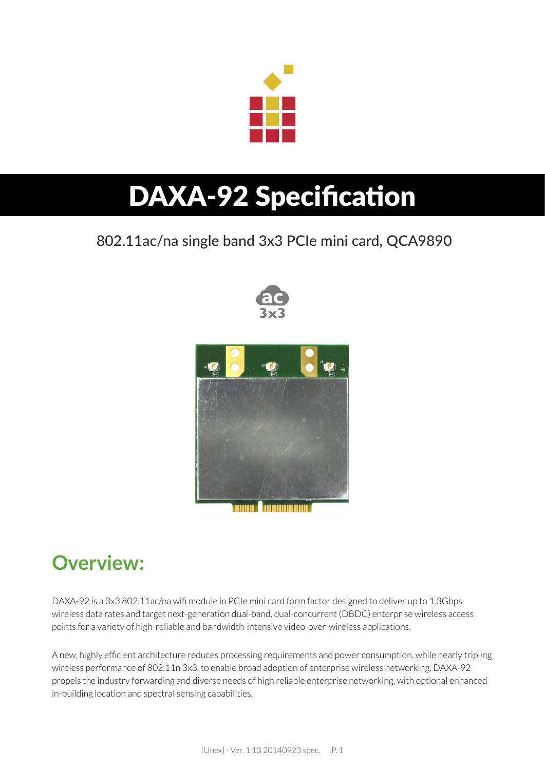# DAXA-92 Specification

802.11ac/na single band 3x3 PCIe mini card, QCA9890

## Overview:

DAXA-92 is a 3x3 802.11ac/na wifi module in PCIe mini card form factor designed to deliver up to 1.3Gbps wireless data rates and target next-generation dual-band, dual-concurrent (DBDC) enterprise wireless access points for a variety of high-reliable and bandwidth-intensive video-over-wireless applications.

A new, highly efficient architecture reduces processing requirements and power consumption, while nearly tripling wireless performance of 802.11n 3x3, to enable broad adoption of enterprise wireless networking. DAXA-92 propels the industry forwarding and diverse needs of high reliable enterprise networking, with optional enhanced in-building location and spectral sensing capabilities.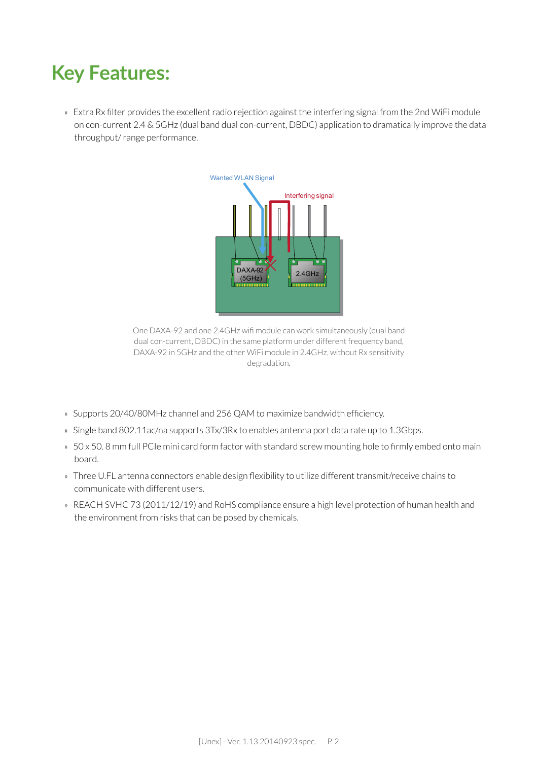# Key Features:

- Extra Rx filter provides the excellent radio rejection against the interfering signal from the 2nd WiFi module on con-current 2.4 & 5GHz (dual band dual con-current, DBDC) application to dramatically improve the data throughput/ range performance.

One DAXA-92 and one 2.4GHz wifi module can work simultaneously (dual band dual con-current, DBDC) in the same platform under different frequency band, DAXA-92 in 5GHz and the other WiFi module in 2.4GHz, without Rx sensitivity degradation.

- Supports 20/40/80MHz channel and 256 QAM to maximize bandwidth efficiency.
- Single band 802.11ac/na supports 3Tx/3Rx to enables antenna port data rate up to 1.3Gbps.
- 50 x 50. 8 mm full PCIe mini card form factor with standard screw mounting hole to firmly embed onto main board.
- Three U.FL antenna connectors enable design flexibility to utilize different transmit/receive chains to communicate with different users.
- REACH SVHC 73 (2011/12/19) and RoHS compliance ensure a high level protection of human health and the environment from risks that can be posed by chemicals.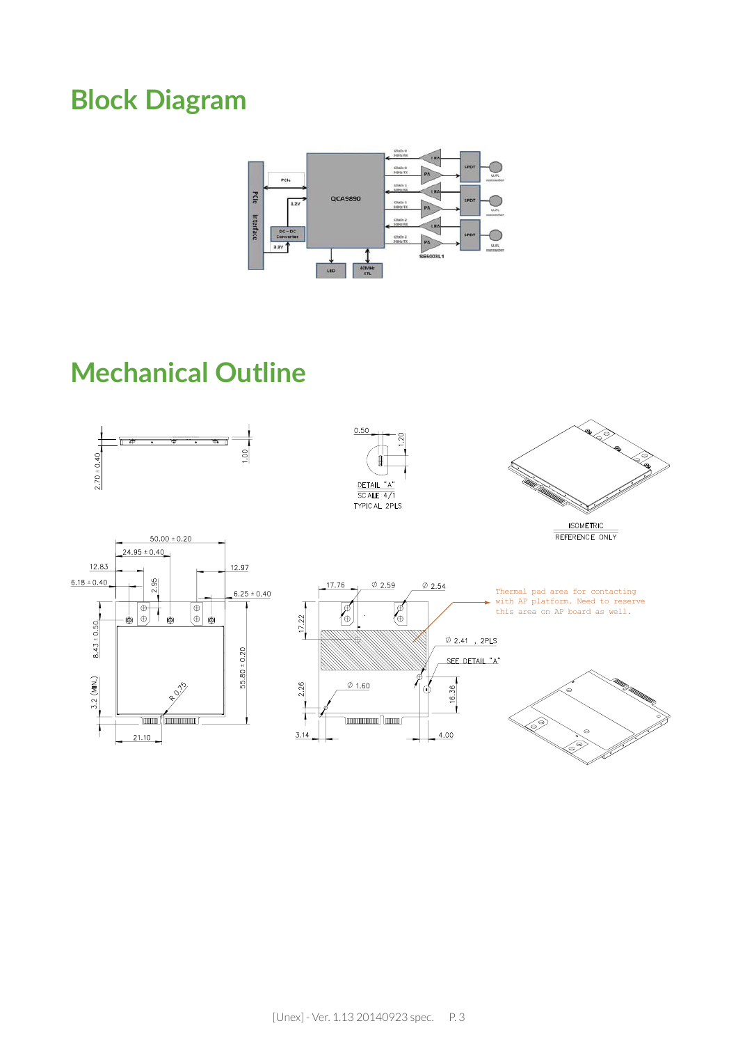# Block Diagram

# Mechanical Outline

Thermal pad area for contacting with AP platform. Need to reserve this area on AP board as well.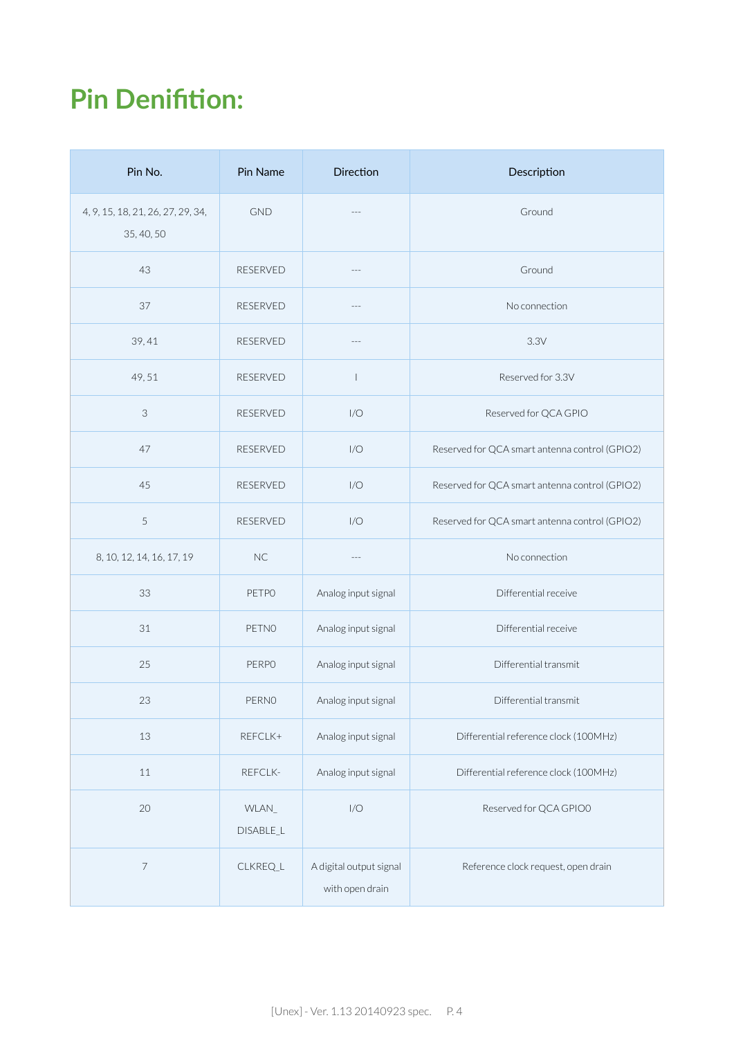# Pin Denifition:

| Pin No. | Pin Name | Direction | Description |
|---|---|---|---|
| 4, 9, 15, 18, 21, 26, 27, 29, 34, 35, 40, 50 | GND | --- | Ground |
| 43 | RESERVED | --- | Ground |
| 37 | RESERVED | --- | No connection |
| 39, 41 | RESERVED | --- | 3.3V |
| 49, 51 | RESERVED | I | Reserved for 3.3V |
| 3 | RESERVED | I/O | Reserved for QCA GPIO |
| 47 | RESERVED | I/O | Reserved for QCA smart antenna control (GPIO2) |
| 45 | RESERVED | I/O | Reserved for QCA smart antenna control (GPIO2) |
| 5 | RESERVED | I/O | Reserved for QCA smart antenna control (GPIO2) |
| 8, 10, 12, 14, 16, 17, 19 | NC | --- | No connection |
| 33 | PETP0 | Analog input signal | Differential receive |
| 31 | PETN0 | Analog input signal | Differential receive |
| 25 | PERP0 | Analog input signal | Differential transmit |
| 23 | PERN0 | Analog input signal | Differential transmit |
| 13 | REFCLK+ | Analog input signal | Differential reference clock (100MHz) |
| 11 | REFCLK- | Analog input signal | Differential reference clock (100MHz) |
| 20 | WLAN_ DISABLE_L | I/O | Reserved for QCA GPIO0 |
| 7 | CLKREQ_L | A digital output signal with open drain | Reference clock request, open drain |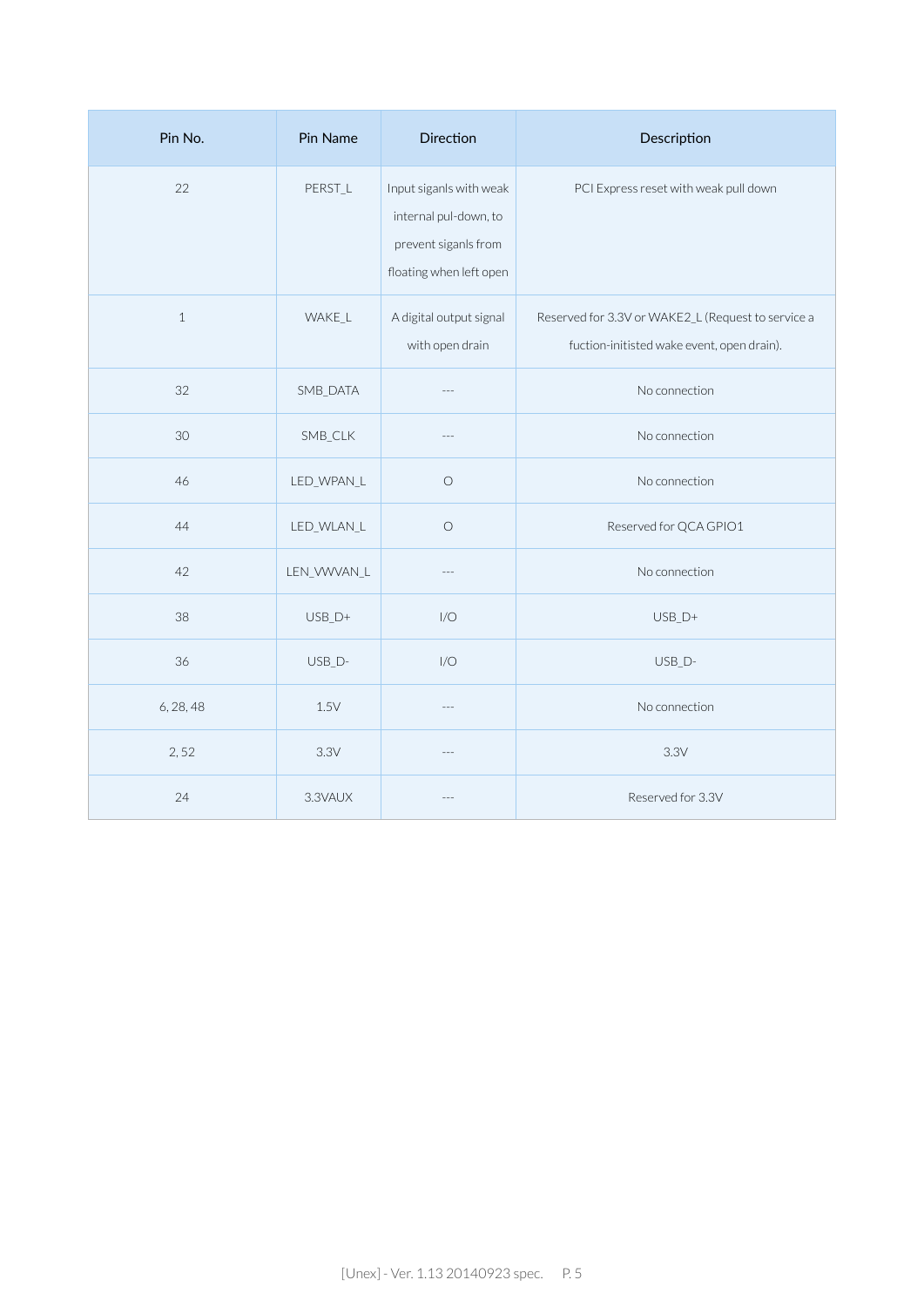| Pin No. | Pin Name | Direction | Description |
| --- | --- | --- | --- |
| 22 | PERST_L | Input siganls with weak internal pul-down, to prevent siganls from floating when left open | PCI Express reset with weak pull down |
| 1 | WAKE_L | A digital output signal with open drain | Reserved for 3.3V or WAKE2_L (Request to service a fuction-initisted wake event, open drain). |
| 32 | SMB_DATA | --- | No connection |
| 30 | SMB_CLK | --- | No connection |
| 46 | LED_WPAN_L | O | No connection |
| 44 | LED_WLAN_L | O | Reserved for QCA GPIO1 |
| 42 | LEN_VWVAN_L | --- | No connection |
| 38 | USB_D+ | I/O | USB_D+ |
| 36 | USB_D- | I/O | USB_D- |
| 6, 28, 48 | 1.5V | --- | No connection |
| 2, 52 | 3.3V | --- | 3.3V |
| 24 | 3.3VAUX | --- | Reserved for 3.3V |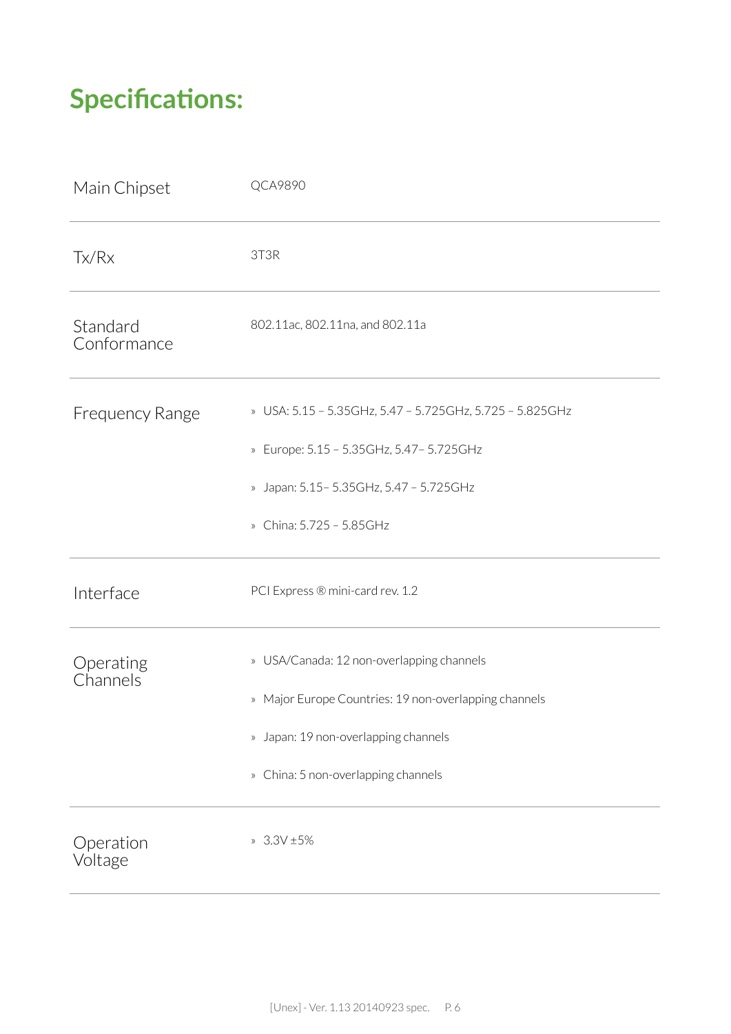# Specifications:

| | |
|---|---|
| Main Chipset | QCA9890 |
| Tx/Rx | 3T3R |
| Standard Conformance | 802.11ac, 802.11na, and 802.11a |
| Frequency Range | » USA: 5.15 – 5.35GHz, 5.47 – 5.725GHz, 5.725 – 5.825GHz<br>» Europe: 5.15 – 5.35GHz, 5.47– 5.725GHz<br>» Japan: 5.15– 5.35GHz, 5.47 – 5.725GHz<br>» China: 5.725 – 5.85GHz |
| Interface | PCI Express ® mini-card rev. 1.2 |
| Operating Channels | » USA/Canada: 12 non-overlapping channels<br>» Major Europe Countries: 19 non-overlapping channels<br>» Japan: 19 non-overlapping channels<br>» China: 5 non-overlapping channels |
| Operation Voltage | » 3.3V ±5% |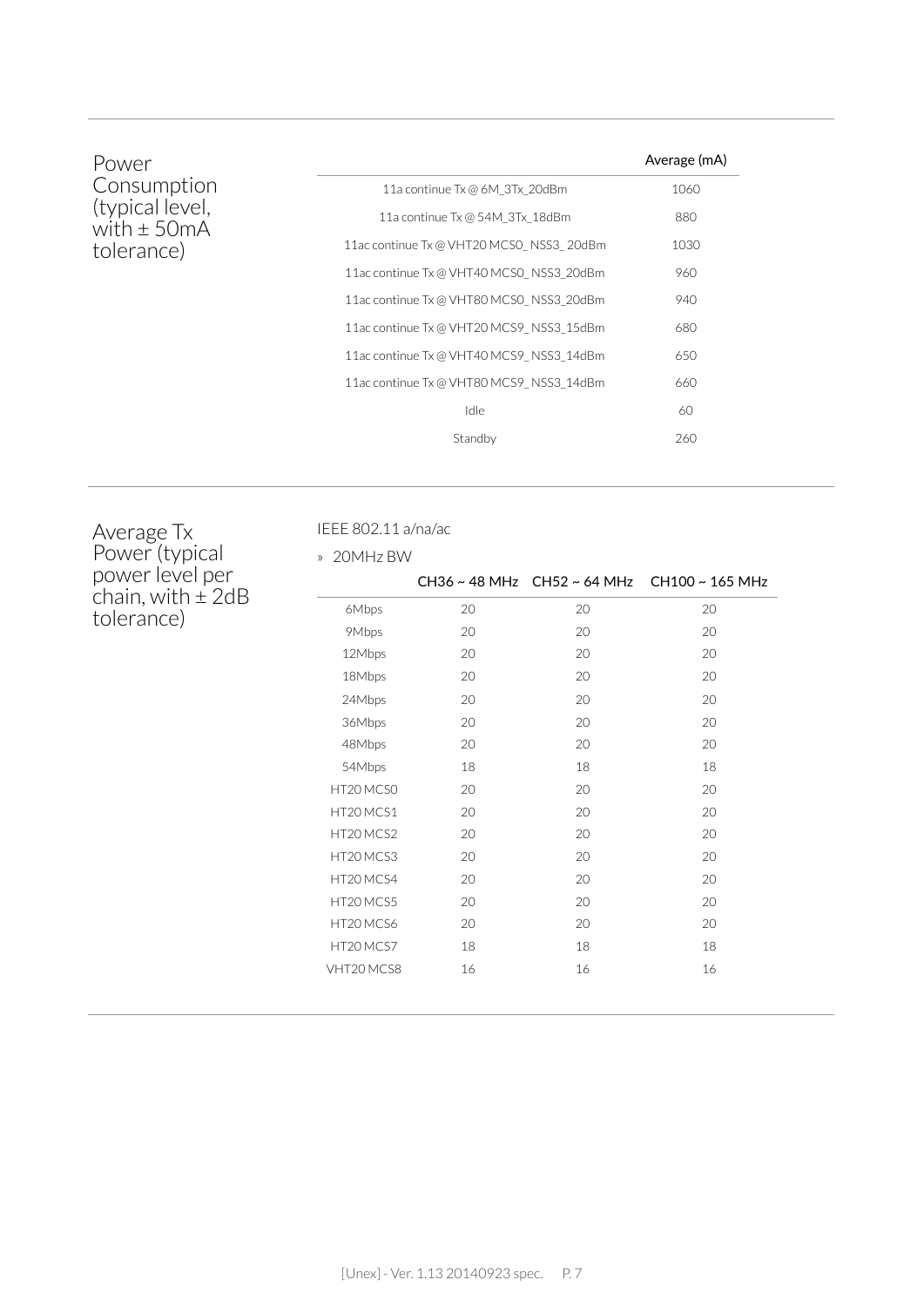## Power Consumption (typical level, with ± 50mA tolerance)

| | Average (mA) |
|---|---|
| 11a continue Tx @ 6M_3Tx_20dBm | 1060 |
| 11a continue Tx @ 54M_3Tx_18dBm | 880 |
| 11ac continue Tx @ VHT20 MCS0_ NSS3_ 20dBm | 1030 |
| 11ac continue Tx @ VHT40 MCS0_ NSS3_20dBm | 960 |
| 11ac continue Tx @ VHT80 MCS0_ NSS3_20dBm | 940 |
| 11ac continue Tx @ VHT20 MCS9_ NSS3_15dBm | 680 |
| 11ac continue Tx @ VHT40 MCS9_ NSS3_14dBm | 650 |
| 11ac continue Tx @ VHT80 MCS9_ NSS3_14dBm | 660 |
| Idle | 60 |
| Standby | 260 |

## Average Tx Power (typical power level per chain, with ± 2dB tolerance)

IEEE 802.11 a/na/ac

» 20MHz BW

| | CH36 ~ 48 MHz | CH52 ~ 64 MHz | CH100 ~ 165 MHz |
|---|---|---|---|
| 6Mbps | 20 | 20 | 20 |
| 9Mbps | 20 | 20 | 20 |
| 12Mbps | 20 | 20 | 20 |
| 18Mbps | 20 | 20 | 20 |
| 24Mbps | 20 | 20 | 20 |
| 36Mbps | 20 | 20 | 20 |
| 48Mbps | 20 | 20 | 20 |
| 54Mbps | 18 | 18 | 18 |
| HT20 MCS0 | 20 | 20 | 20 |
| HT20 MCS1 | 20 | 20 | 20 |
| HT20 MCS2 | 20 | 20 | 20 |
| HT20 MCS3 | 20 | 20 | 20 |
| HT20 MCS4 | 20 | 20 | 20 |
| HT20 MCS5 | 20 | 20 | 20 |
| HT20 MCS6 | 20 | 20 | 20 |
| HT20 MCS7 | 18 | 18 | 18 |
| VHT20 MCS8 | 16 | 16 | 16 |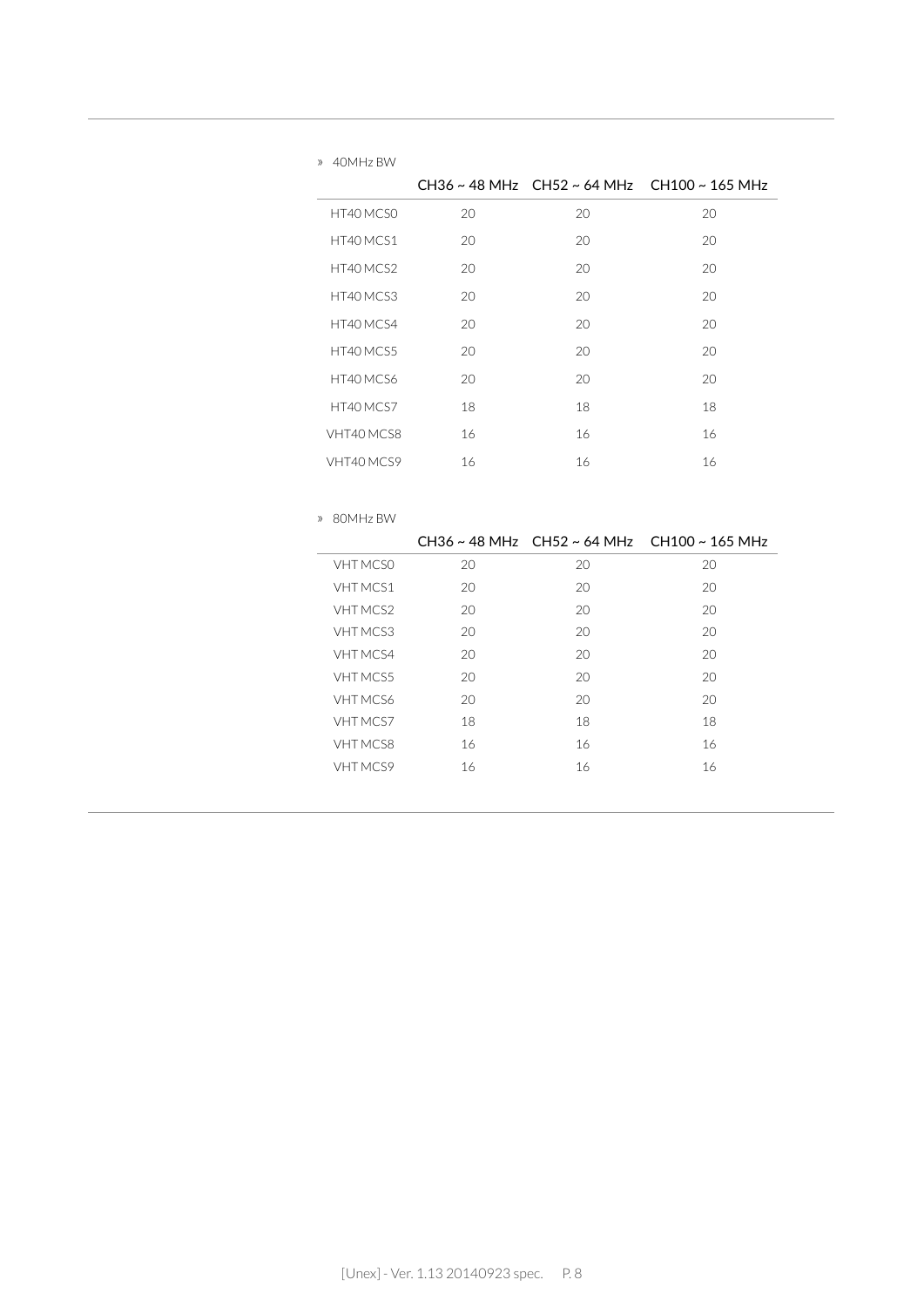» 40MHz BW

| | CH36 ~ 48 MHz | CH52 ~ 64 MHz | CH100 ~ 165 MHz |
|---|---|---|---|
| HT40 MCS0 | 20 | 20 | 20 |
| HT40 MCS1 | 20 | 20 | 20 |
| HT40 MCS2 | 20 | 20 | 20 |
| HT40 MCS3 | 20 | 20 | 20 |
| HT40 MCS4 | 20 | 20 | 20 |
| HT40 MCS5 | 20 | 20 | 20 |
| HT40 MCS6 | 20 | 20 | 20 |
| HT40 MCS7 | 18 | 18 | 18 |
| VHT40 MCS8 | 16 | 16 | 16 |
| VHT40 MCS9 | 16 | 16 | 16 |

» 80MHz BW

| | CH36 ~ 48 MHz | CH52 ~ 64 MHz | CH100 ~ 165 MHz |
|---|---|---|---|
| VHT MCS0 | 20 | 20 | 20 |
| VHT MCS1 | 20 | 20 | 20 |
| VHT MCS2 | 20 | 20 | 20 |
| VHT MCS3 | 20 | 20 | 20 |
| VHT MCS4 | 20 | 20 | 20 |
| VHT MCS5 | 20 | 20 | 20 |
| VHT MCS6 | 20 | 20 | 20 |
| VHT MCS7 | 18 | 18 | 18 |
| VHT MCS8 | 16 | 16 | 16 |
| VHT MCS9 | 16 | 16 | 16 |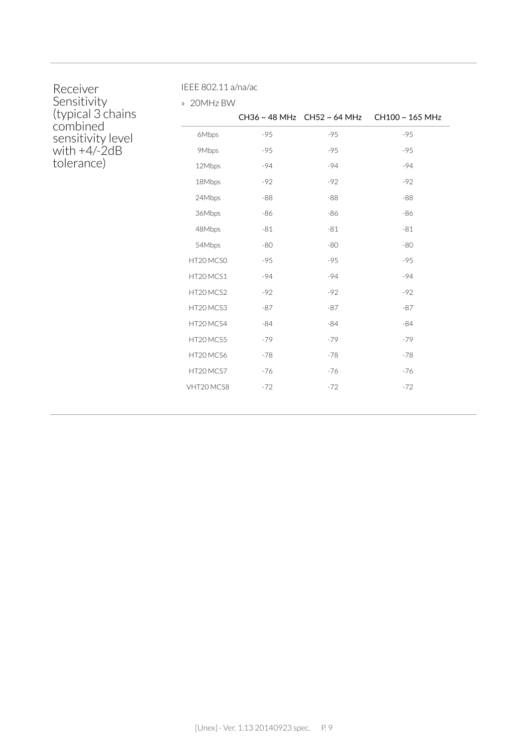Receiver Sensitivity (typical 3 chains combined sensitivity level with +4/-2dB tolerance)

IEEE 802.11 a/na/ac

» 20MHz BW

| | CH36 ~ 48 MHz | CH52 ~ 64 MHz | CH100 ~ 165 MHz |
|---|---|---|---|
| 6Mbps | -95 | -95 | -95 |
| 9Mbps | -95 | -95 | -95 |
| 12Mbps | -94 | -94 | -94 |
| 18Mbps | -92 | -92 | -92 |
| 24Mbps | -88 | -88 | -88 |
| 36Mbps | -86 | -86 | -86 |
| 48Mbps | -81 | -81 | -81 |
| 54Mbps | -80 | -80 | -80 |
| HT20 MCS0 | -95 | -95 | -95 |
| HT20 MCS1 | -94 | -94 | -94 |
| HT20 MCS2 | -92 | -92 | -92 |
| HT20 MCS3 | -87 | -87 | -87 |
| HT20 MCS4 | -84 | -84 | -84 |
| HT20 MCS5 | -79 | -79 | -79 |
| HT20 MCS6 | -78 | -78 | -78 |
| HT20 MCS7 | -76 | -76 | -76 |
| VHT20 MCS8 | -72 | -72 | -72 |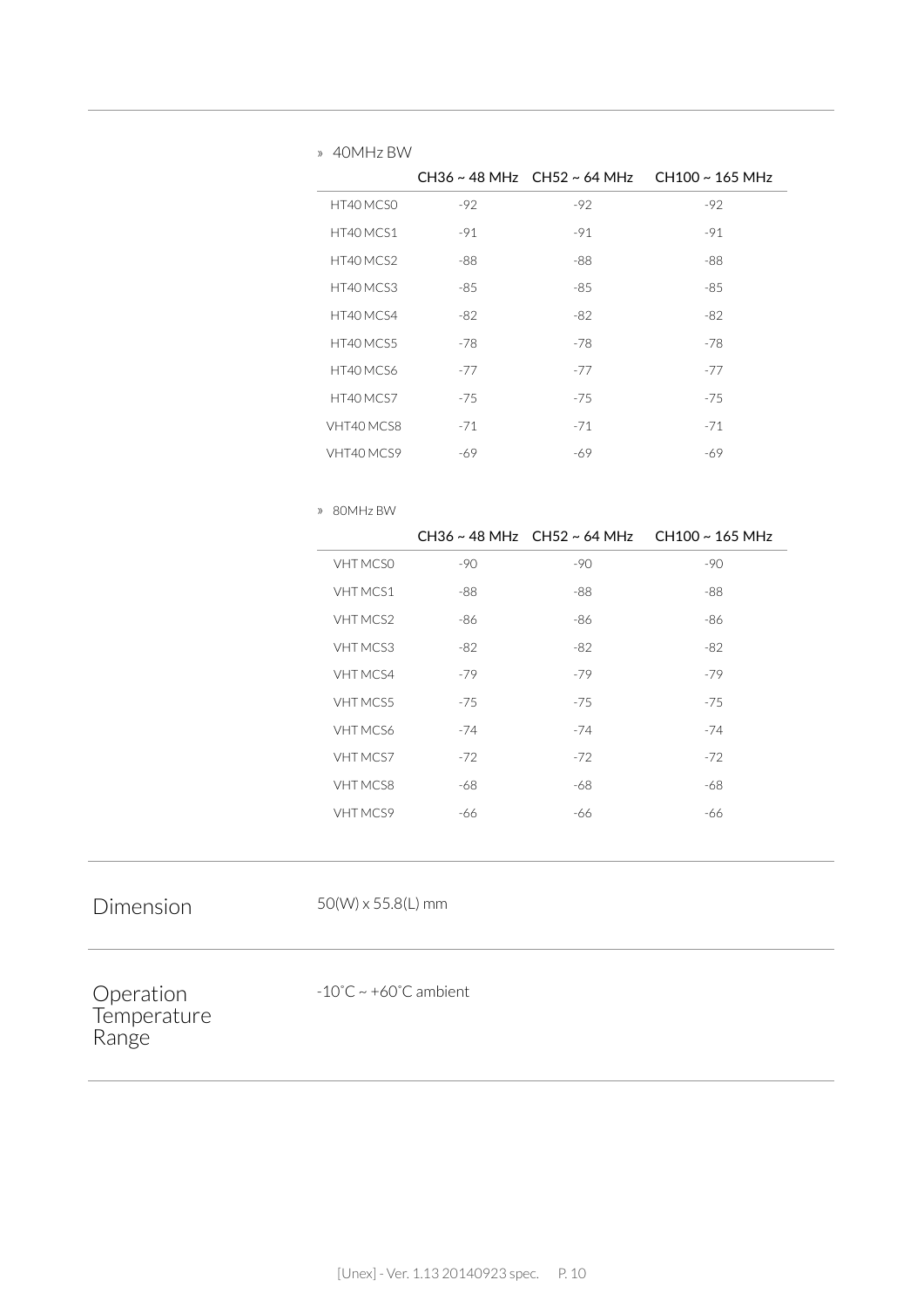» 40MHz BW

| | CH36 ~ 48 MHz | CH52 ~ 64 MHz | CH100 ~ 165 MHz |
|---|---|---|---|
| HT40 MCS0 | -92 | -92 | -92 |
| HT40 MCS1 | -91 | -91 | -91 |
| HT40 MCS2 | -88 | -88 | -88 |
| HT40 MCS3 | -85 | -85 | -85 |
| HT40 MCS4 | -82 | -82 | -82 |
| HT40 MCS5 | -78 | -78 | -78 |
| HT40 MCS6 | -77 | -77 | -77 |
| HT40 MCS7 | -75 | -75 | -75 |
| VHT40 MCS8 | -71 | -71 | -71 |
| VHT40 MCS9 | -69 | -69 | -69 |

» 80MHz BW

| | CH36 ~ 48 MHz | CH52 ~ 64 MHz | CH100 ~ 165 MHz |
|---|---|---|---|
| VHT MCS0 | -90 | -90 | -90 |
| VHT MCS1 | -88 | -88 | -88 |
| VHT MCS2 | -86 | -86 | -86 |
| VHT MCS3 | -82 | -82 | -82 |
| VHT MCS4 | -79 | -79 | -79 |
| VHT MCS5 | -75 | -75 | -75 |
| VHT MCS6 | -74 | -74 | -74 |
| VHT MCS7 | -72 | -72 | -72 |
| VHT MCS8 | -68 | -68 | -68 |
| VHT MCS9 | -66 | -66 | -66 |

## Dimension

50(W) x 55.8(L) mm

## Operation Temperature Range

-10˚C ~ +60˚C ambient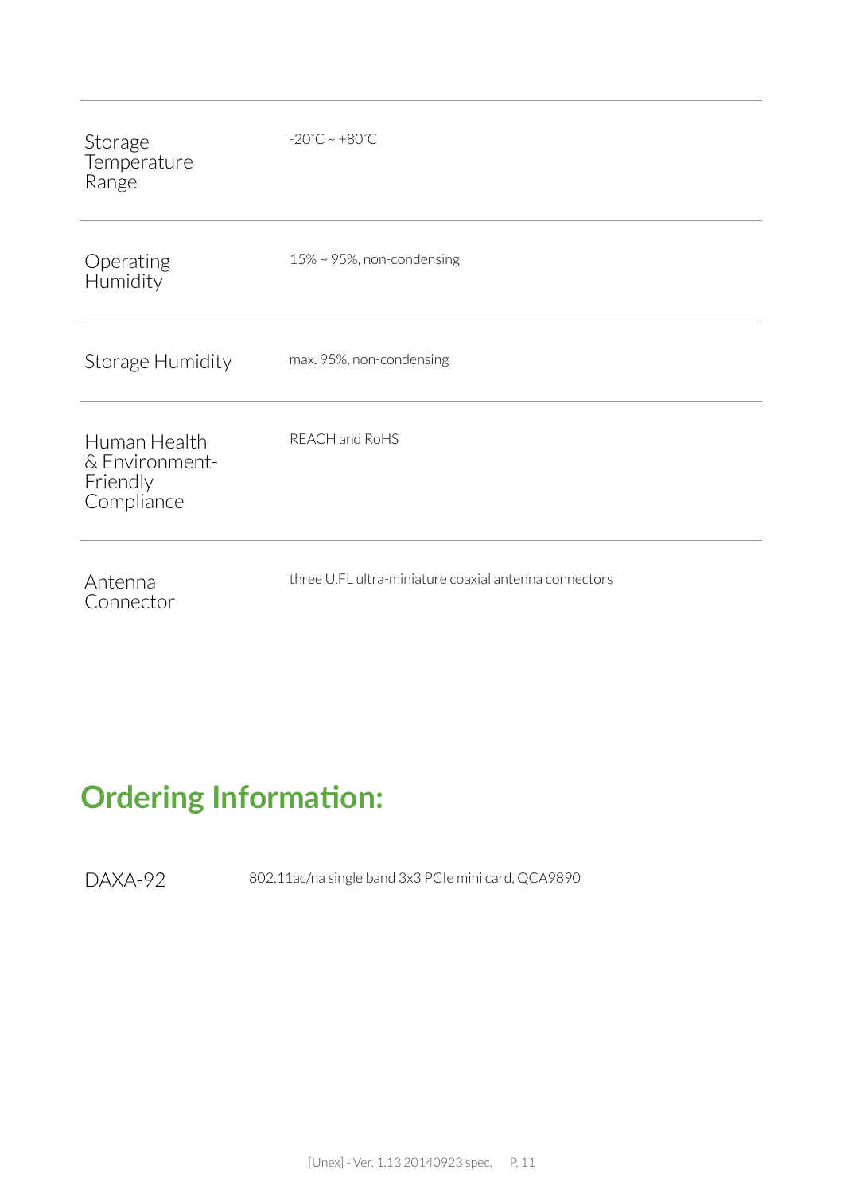| | |
|---|---|
| Storage Temperature Range | -20˚C ~ +80˚C |
| Operating Humidity | 15% ~ 95%, non-condensing |
| Storage Humidity | max. 95%, non-condensing |
| Human Health & Environment-Friendly Compliance | REACH and RoHS |
| Antenna Connector | three U.FL ultra-miniature coaxial antenna connectors |

## Ordering Information:

| | |
|---|---|
| DAXA-92 | 802.11ac/na single band 3x3 PCIe mini card, QCA9890 |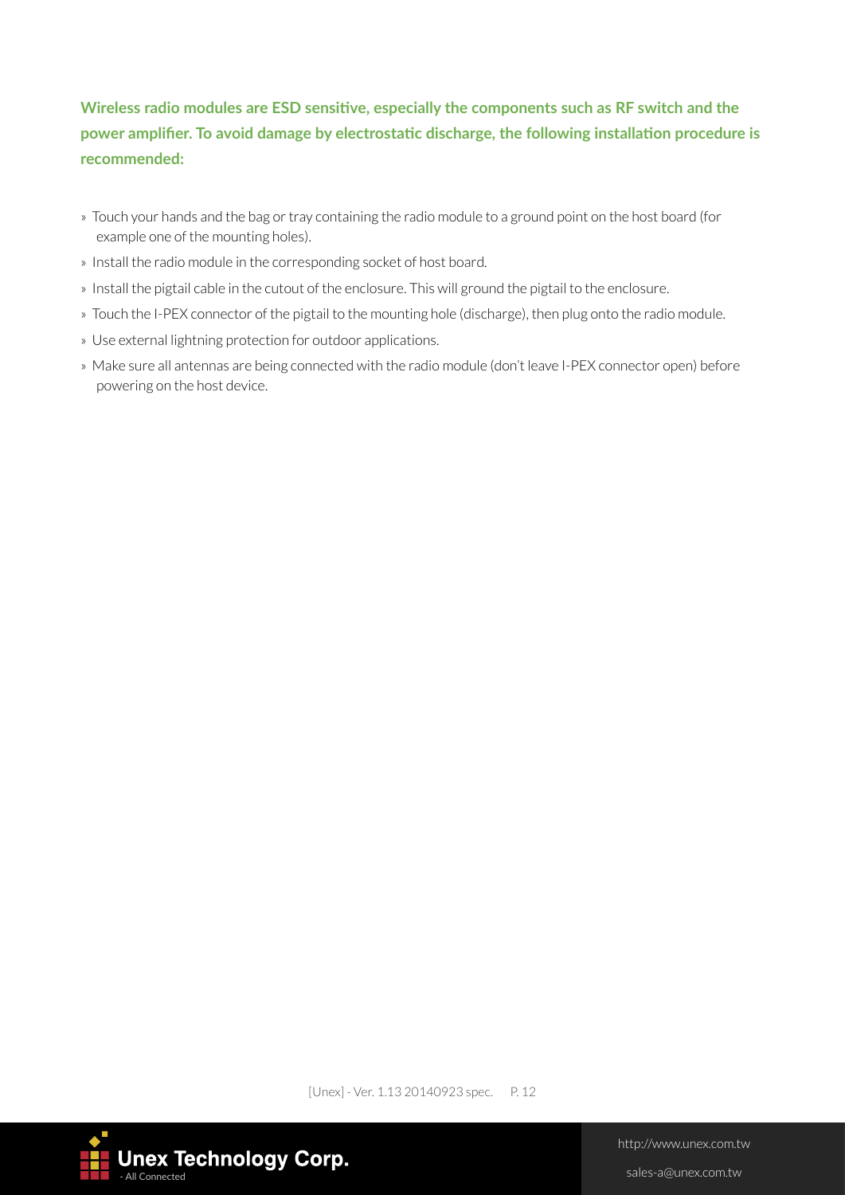**Wireless radio modules are ESD sensitive, especially the components such as RF switch and the power amplifier. To avoid damage by electrostatic discharge, the following installation procedure is recommended:**

- Touch your hands and the bag or tray containing the radio module to a ground point on the host board (for example one of the mounting holes).
- Install the radio module in the corresponding socket of host board.
- Install the pigtail cable in the cutout of the enclosure. This will ground the pigtail to the enclosure.
- Touch the I-PEX connector of the pigtail to the mounting hole (discharge), then plug onto the radio module.
- Use external lightning protection for outdoor applications.
- Make sure all antennas are being connected with the radio module (don't leave I-PEX connector open) before powering on the host device.